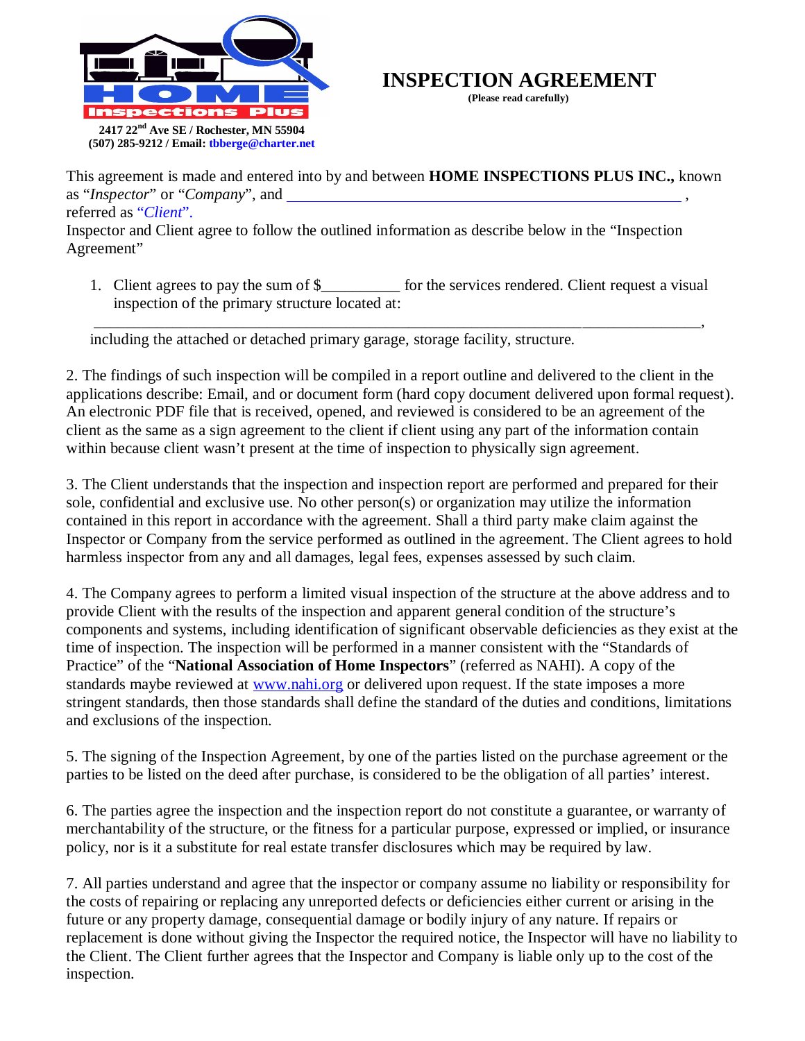2417 22nd Ave SE / Rochester, MN 55904
(507) 285-9212 / Email: tbberge@charter.net

# INSPECTION AGREEMENT

**(Please read carefully)**

This agreement is made and entered into by and between **HOME INSPECTIONS PLUS INC.,** known as "*Inspector*" or "*Company*", and ________________________________________________ , referred as "*Client*".

Inspector and Client agree to follow the outlined information as describe below in the "Inspection Agreement"

1. Client agrees to pay the sum of $__________ for the services rendered. Client request a visual inspection of the primary structure located at:

________________________________________________________________________________,
including the attached or detached primary garage, storage facility, structure.

2. The findings of such inspection will be compiled in a report outline and delivered to the client in the applications describe: Email, and or document form (hard copy document delivered upon formal request). An electronic PDF file that is received, opened, and reviewed is considered to be an agreement of the client as the same as a sign agreement to the client if client using any part of the information contain within because client wasn't present at the time of inspection to physically sign agreement.

3. The Client understands that the inspection and inspection report are performed and prepared for their sole, confidential and exclusive use. No other person(s) or organization may utilize the information contained in this report in accordance with the agreement. Shall a third party make claim against the Inspector or Company from the service performed as outlined in the agreement. The Client agrees to hold harmless inspector from any and all damages, legal fees, expenses assessed by such claim.

4. The Company agrees to perform a limited visual inspection of the structure at the above address and to provide Client with the results of the inspection and apparent general condition of the structure's components and systems, including identification of significant observable deficiencies as they exist at the time of inspection. The inspection will be performed in a manner consistent with the "Standards of Practice" of the "**National Association of Home Inspectors**" (referred as NAHI). A copy of the standards maybe reviewed at www.nahi.org or delivered upon request. If the state imposes a more stringent standards, then those standards shall define the standard of the duties and conditions, limitations and exclusions of the inspection.

5. The signing of the Inspection Agreement, by one of the parties listed on the purchase agreement or the parties to be listed on the deed after purchase, is considered to be the obligation of all parties' interest.

6. The parties agree the inspection and the inspection report do not constitute a guarantee, or warranty of merchantability of the structure, or the fitness for a particular purpose, expressed or implied, or insurance policy, nor is it a substitute for real estate transfer disclosures which may be required by law.

7. All parties understand and agree that the inspector or company assume no liability or responsibility for the costs of repairing or replacing any unreported defects or deficiencies either current or arising in the future or any property damage, consequential damage or bodily injury of any nature. If repairs or replacement is done without giving the Inspector the required notice, the Inspector will have no liability to the Client. The Client further agrees that the Inspector and Company is liable only up to the cost of the inspection.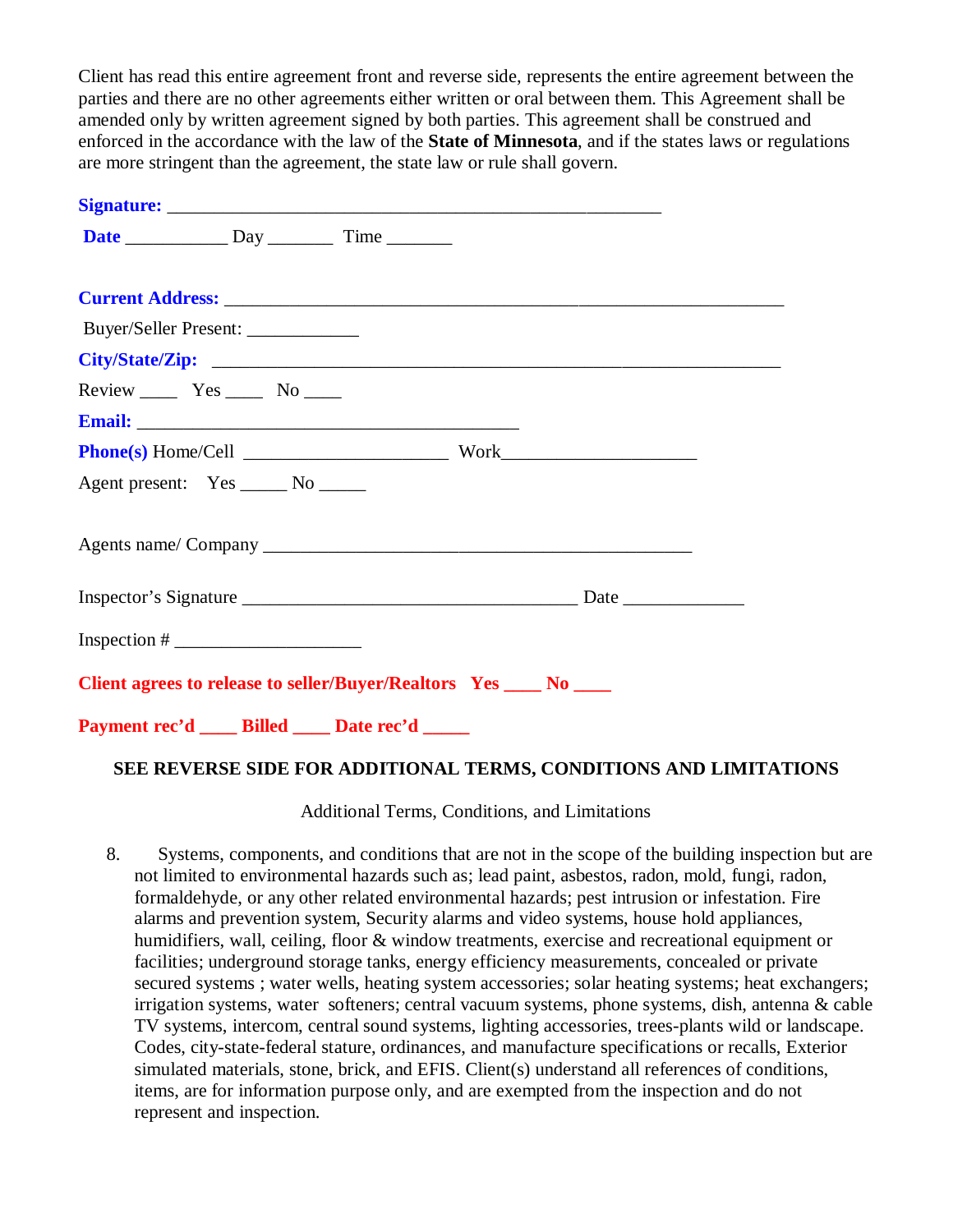Client has read this entire agreement front and reverse side, represents the entire agreement between the parties and there are no other agreements either written or oral between them. This Agreement shall be amended only by written agreement signed by both parties. This agreement shall be construed and enforced in the accordance with the law of the **State of Minnesota**, and if the states laws or regulations are more stringent than the agreement, the state law or rule shall govern.

**Signature:** ___________________________________________________

**Date** ___________ Day _______ Time _______

**Current Address:** ______________________________________________________________

Buyer/Seller Present: ____________

**City/State/Zip:** ______________________________________________________________

Review ____ Yes ____ No ____

**Email:** ________________________________________

**Phone(s)** Home/Cell ______________________ Work_____________________

Agent present: Yes _____ No _____

Agents name/ Company _______________________________________________

Inspector's Signature ____________________________________ Date _____________

Inspection # ____________________

**Client agrees to release to seller/Buyer/Realtors Yes ____ No ____**

**Payment rec'd ____ Billed ____ Date rec'd _____**

**SEE REVERSE SIDE FOR ADDITIONAL TERMS, CONDITIONS AND LIMITATIONS**

Additional Terms, Conditions, and Limitations

8. Systems, components, and conditions that are not in the scope of the building inspection but are not limited to environmental hazards such as; lead paint, asbestos, radon, mold, fungi, radon, formaldehyde, or any other related environmental hazards; pest intrusion or infestation. Fire alarms and prevention system, Security alarms and video systems, house hold appliances, humidifiers, wall, ceiling, floor & window treatments, exercise and recreational equipment or facilities; underground storage tanks, energy efficiency measurements, concealed or private secured systems ; water wells, heating system accessories; solar heating systems; heat exchangers; irrigation systems, water softeners; central vacuum systems, phone systems, dish, antenna & cable TV systems, intercom, central sound systems, lighting accessories, trees-plants wild or landscape. Codes, city-state-federal stature, ordinances, and manufacture specifications or recalls, Exterior simulated materials, stone, brick, and EFIS. Client(s) understand all references of conditions, items, are for information purpose only, and are exempted from the inspection and do not represent and inspection.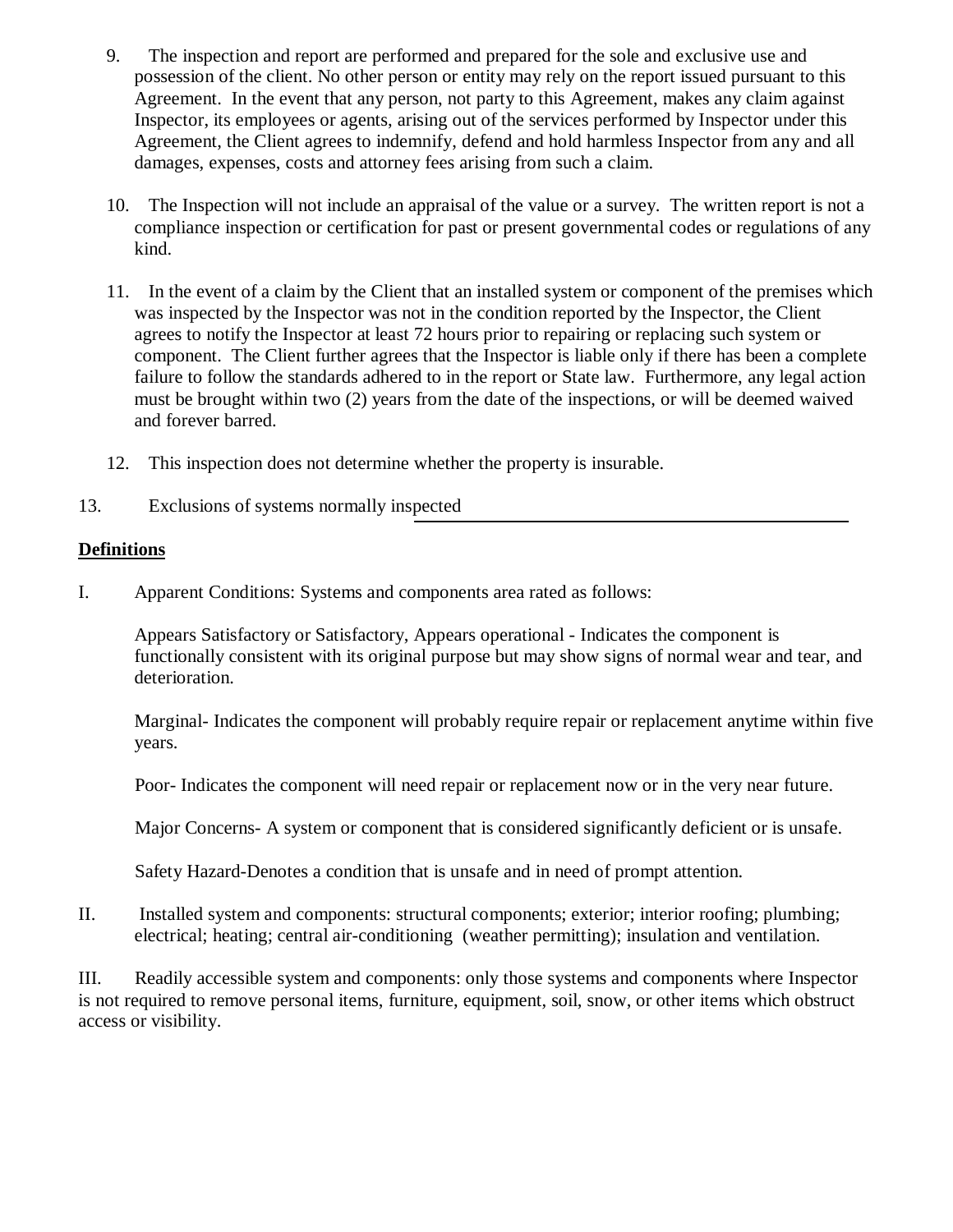9. The inspection and report are performed and prepared for the sole and exclusive use and possession of the client. No other person or entity may rely on the report issued pursuant to this Agreement. In the event that any person, not party to this Agreement, makes any claim against Inspector, its employees or agents, arising out of the services performed by Inspector under this Agreement, the Client agrees to indemnify, defend and hold harmless Inspector from any and all damages, expenses, costs and attorney fees arising from such a claim.

10. The Inspection will not include an appraisal of the value or a survey. The written report is not a compliance inspection or certification for past or present governmental codes or regulations of any kind.

11. In the event of a claim by the Client that an installed system or component of the premises which was inspected by the Inspector was not in the condition reported by the Inspector, the Client agrees to notify the Inspector at least 72 hours prior to repairing or replacing such system or component. The Client further agrees that the Inspector is liable only if there has been a complete failure to follow the standards adhered to in the report or State law. Furthermore, any legal action must be brought within two (2) years from the date of the inspections, or will be deemed waived and forever barred.

12. This inspection does not determine whether the property is insurable.

13. Exclusions of systems normally inspected ______________________________

**Definitions**

I. Apparent Conditions: Systems and components area rated as follows:

Appears Satisfactory or Satisfactory, Appears operational - Indicates the component is functionally consistent with its original purpose but may show signs of normal wear and tear, and deterioration.

Marginal- Indicates the component will probably require repair or replacement anytime within five years.

Poor- Indicates the component will need repair or replacement now or in the very near future.

Major Concerns- A system or component that is considered significantly deficient or is unsafe.

Safety Hazard-Denotes a condition that is unsafe and in need of prompt attention.

II. Installed system and components: structural components; exterior; interior roofing; plumbing; electrical; heating; central air-conditioning (weather permitting); insulation and ventilation.

III. Readily accessible system and components: only those systems and components where Inspector is not required to remove personal items, furniture, equipment, soil, snow, or other items which obstruct access or visibility.